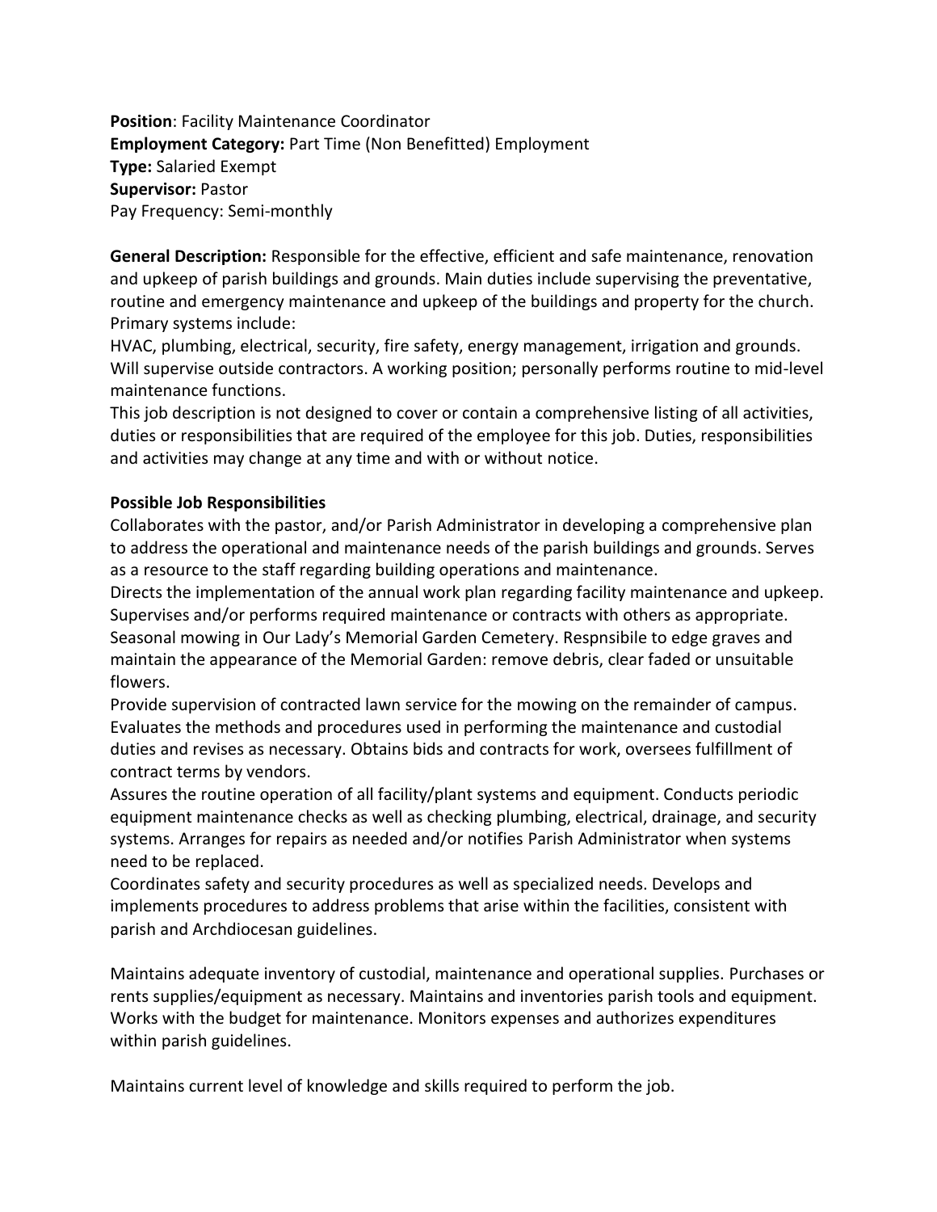**Position**: Facility Maintenance Coordinator
**Employment Category:** Part Time (Non Benefitted) Employment
**Type:** Salaried Exempt
**Supervisor:** Pastor
Pay Frequency: Semi-monthly

**General Description:** Responsible for the effective, efficient and safe maintenance, renovation and upkeep of parish buildings and grounds. Main duties include supervising the preventative, routine and emergency maintenance and upkeep of the buildings and property for the church. Primary systems include:
HVAC, plumbing, electrical, security, fire safety, energy management, irrigation and grounds. Will supervise outside contractors. A working position; personally performs routine to mid-level maintenance functions.
This job description is not designed to cover or contain a comprehensive listing of all activities, duties or responsibilities that are required of the employee for this job. Duties, responsibilities and activities may change at any time and with or without notice.

**Possible Job Responsibilities**
Collaborates with the pastor, and/or Parish Administrator in developing a comprehensive plan to address the operational and maintenance needs of the parish buildings and grounds. Serves as a resource to the staff regarding building operations and maintenance.
Directs the implementation of the annual work plan regarding facility maintenance and upkeep. Supervises and/or performs required maintenance or contracts with others as appropriate.
Seasonal mowing in Our Lady's Memorial Garden Cemetery. Respnsibile to edge graves and maintain the appearance of the Memorial Garden: remove debris, clear faded or unsuitable flowers.
Provide supervision of contracted lawn service for the mowing on the remainder of campus.
Evaluates the methods and procedures used in performing the maintenance and custodial duties and revises as necessary. Obtains bids and contracts for work, oversees fulfillment of contract terms by vendors.
Assures the routine operation of all facility/plant systems and equipment. Conducts periodic equipment maintenance checks as well as checking plumbing, electrical, drainage, and security systems. Arranges for repairs as needed and/or notifies Parish Administrator when systems need to be replaced.
Coordinates safety and security procedures as well as specialized needs. Develops and implements procedures to address problems that arise within the facilities, consistent with parish and Archdiocesan guidelines.

Maintains adequate inventory of custodial, maintenance and operational supplies. Purchases or rents supplies/equipment as necessary. Maintains and inventories parish tools and equipment. Works with the budget for maintenance. Monitors expenses and authorizes expenditures within parish guidelines.

Maintains current level of knowledge and skills required to perform the job.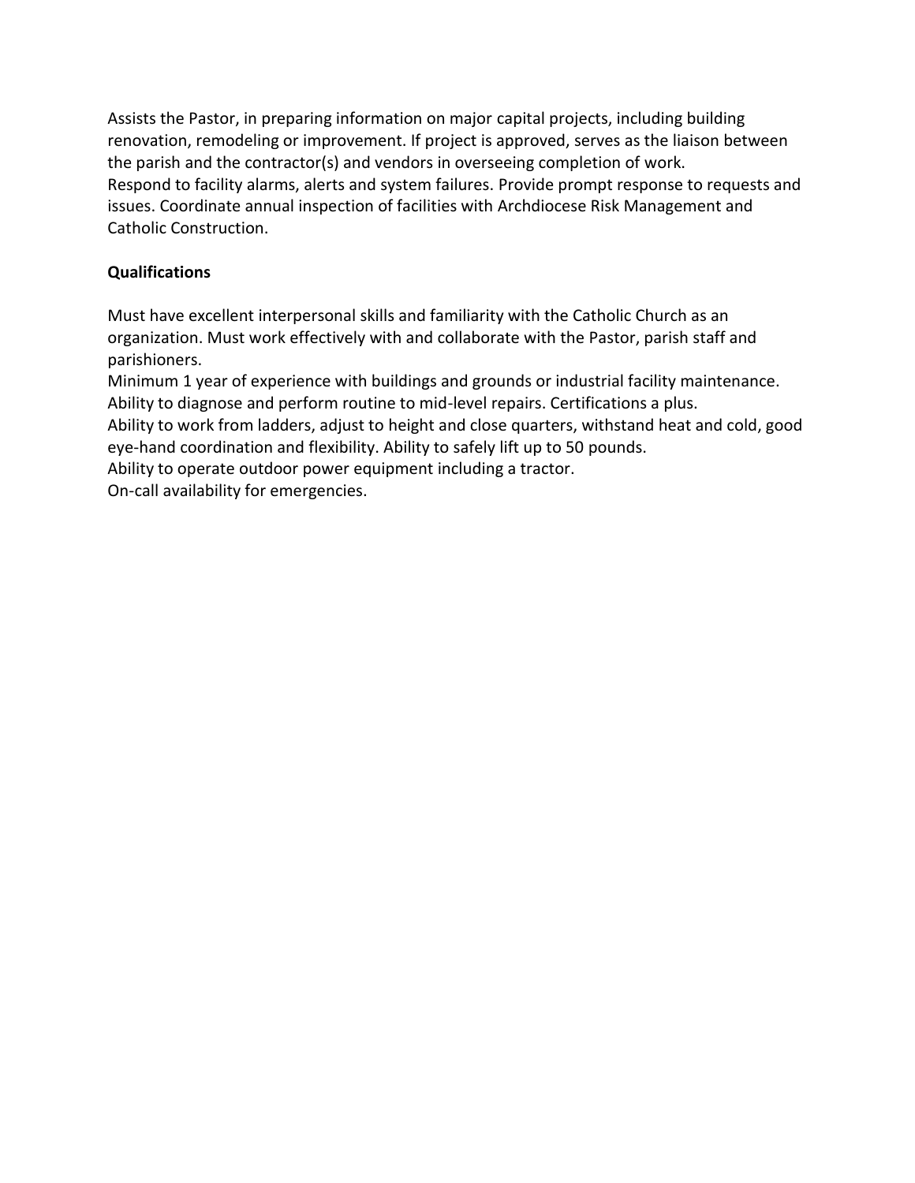Assists the Pastor, in preparing information on major capital projects, including building renovation, remodeling or improvement. If project is approved, serves as the liaison between the parish and the contractor(s) and vendors in overseeing completion of work.
Respond to facility alarms, alerts and system failures. Provide prompt response to requests and issues. Coordinate annual inspection of facilities with Archdiocese Risk Management and Catholic Construction.

**Qualifications**

Must have excellent interpersonal skills and familiarity with the Catholic Church as an organization. Must work effectively with and collaborate with the Pastor, parish staff and parishioners.
Minimum 1 year of experience with buildings and grounds or industrial facility maintenance.
Ability to diagnose and perform routine to mid-level repairs. Certifications a plus.
Ability to work from ladders, adjust to height and close quarters, withstand heat and cold, good eye-hand coordination and flexibility. Ability to safely lift up to 50 pounds.
Ability to operate outdoor power equipment including a tractor.
On-call availability for emergencies.